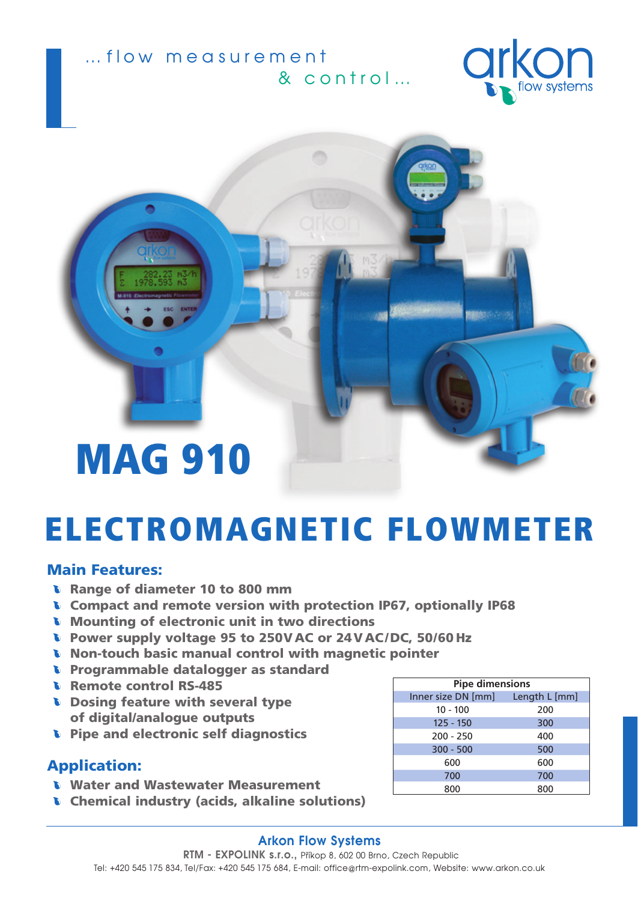...flow measurement
& control...

arkon flow systems

# MAG 910

# ELECTROMAGNETIC FLOWMETER

## Main Features:

- Range of diameter 10 to 800 mm
- Compact and remote version with protection IP67, optionally IP68
- Mounting of electronic unit in two directions
- Power supply voltage 95 to 250 V AC or 24 V AC/DC, 50/60 Hz
- Non-touch basic manual control with magnetic pointer
- Programmable datalogger as standard
- Remote control RS-485
- Dosing feature with several type of digital/analogue outputs
- Pipe and electronic self diagnostics

## Application:

- Water and Wastewater Measurement
- Chemical industry (acids, alkaline solutions)

| Pipe dimensions | |
|---|---|
| Inner size DN [mm] | Length L [mm] |
| 10 - 100 | 200 |
| 125 - 150 | 300 |
| 200 - 250 | 400 |
| 300 - 500 | 500 |
| 600 | 600 |
| 700 | 700 |
| 800 | 800 |

**Arkon Flow Systems**

RTM - EXPOLINK s.r.o., Příkop 8, 602 00 Brno, Czech Republic

Tel: +420 545 175 834, Tel/Fax: +420 545 175 684, E-mail: office@rtm-expolink.com, Website: www.arkon.co.uk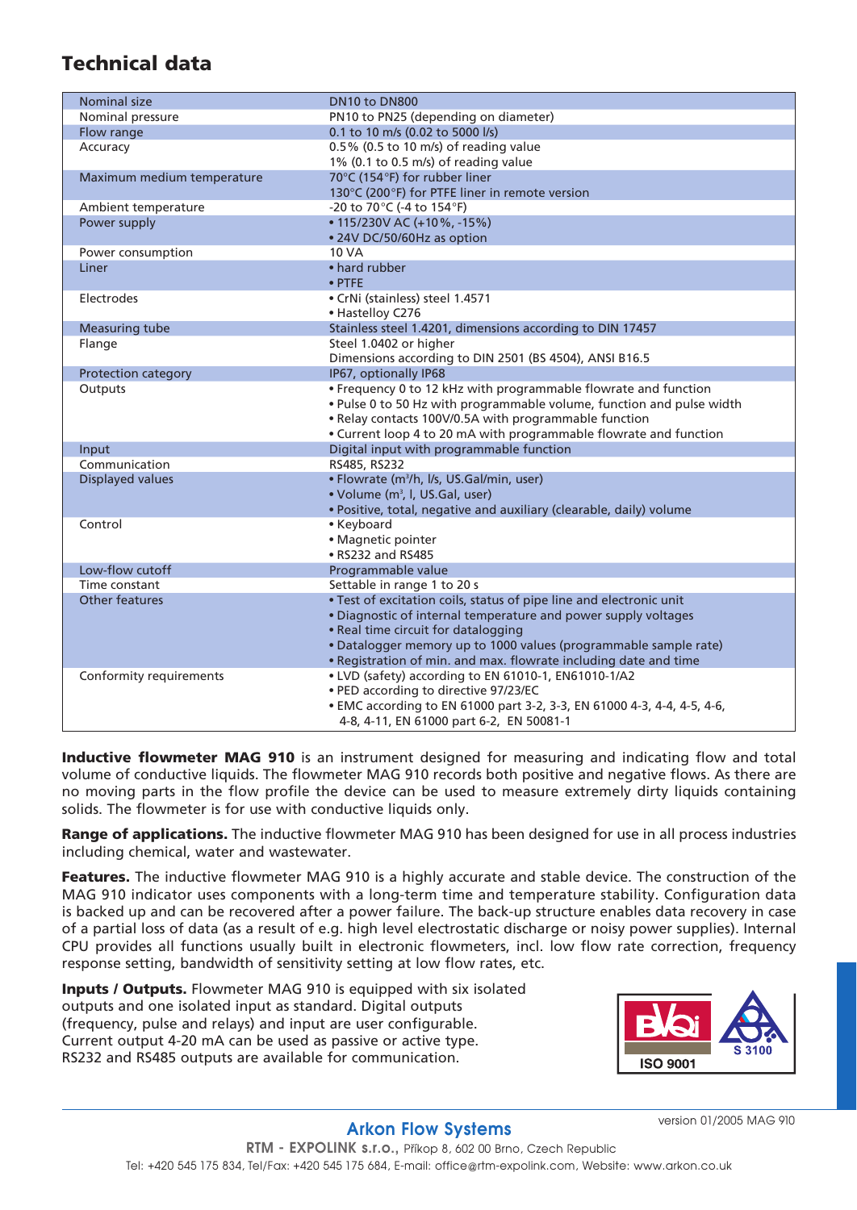## Technical data

| | |
|---|---|
| Nominal size | DN10 to DN800 |
| Nominal pressure | PN10 to PN25 (depending on diameter) |
| Flow range | 0.1 to 10 m/s (0.02 to 5000 l/s) |
| Accuracy | 0.5% (0.5 to 10 m/s) of reading value<br>1% (0.1 to 0.5 m/s) of reading value |
| Maximum medium temperature | 70°C (154°F) for rubber liner<br>130°C (200°F) for PTFE liner in remote version |
| Ambient temperature | -20 to 70°C (-4 to 154°F) |
| Power supply | • 115/230V AC (+10%, -15%)<br>• 24V DC/50/60Hz as option |
| Power consumption | 10 VA |
| Liner | • hard rubber<br>• PTFE |
| Electrodes | • CrNi (stainless) steel 1.4571<br>• Hastelloy C276 |
| Measuring tube | Stainless steel 1.4201, dimensions according to DIN 17457 |
| Flange | Steel 1.0402 or higher<br>Dimensions according to DIN 2501 (BS 4504), ANSI B16.5 |
| Protection category | IP67, optionally IP68 |
| Outputs | • Frequency 0 to 12 kHz with programmable flowrate and function<br>• Pulse 0 to 50 Hz with programmable volume, function and pulse width<br>• Relay contacts 100V/0.5A with programmable function<br>• Current loop 4 to 20 mA with programmable flowrate and function |
| Input | Digital input with programmable function |
| Communication | RS485, RS232 |
| Displayed values | • Flowrate ($m^3$/h, l/s, US.Gal/min, user)<br>• Volume ($m^3$, l, US.Gal, user)<br>• Positive, total, negative and auxiliary (clearable, daily) volume |
| Control | • Keyboard<br>• Magnetic pointer<br>• RS232 and RS485 |
| Low-flow cutoff | Programmable value |
| Time constant | Settable in range 1 to 20 s |
| Other features | • Test of excitation coils, status of pipe line and electronic unit<br>• Diagnostic of internal temperature and power supply voltages<br>• Real time circuit for datalogging<br>• Datalogger memory up to 1000 values (programmable sample rate)<br>• Registration of min. and max. flowrate including date and time |
| Conformity requirements | • LVD (safety) according to EN 61010-1, EN61010-1/A2<br>• PED according to directive 97/23/EC<br>• EMC according to EN 61000 part 3-2, 3-3, EN 61000 4-3, 4-4, 4-5, 4-6, 4-8, 4-11, EN 61000 part 6-2, EN 50081-1 |

**Inductive flowmeter MAG 910** is an instrument designed for measuring and indicating flow and total volume of conductive liquids. The flowmeter MAG 910 records both positive and negative flows. As there are no moving parts in the flow profile the device can be used to measure extremely dirty liquids containing solids. The flowmeter is for use with conductive liquids only.

**Range of applications.** The inductive flowmeter MAG 910 has been designed for use in all process industries including chemical, water and wastewater.

**Features.** The inductive flowmeter MAG 910 is a highly accurate and stable device. The construction of the MAG 910 indicator uses components with a long-term time and temperature stability. Configuration data is backed up and can be recovered after a power failure. The back-up structure enables data recovery in case of a partial loss of data (as a result of e.g. high level electrostatic discharge or noisy power supplies). Internal CPU provides all functions usually built in electronic flowmeters, incl. low flow rate correction, frequency response setting, bandwidth of sensitivity setting at low flow rates, etc.

**Inputs / Outputs.** Flowmeter MAG 910 is equipped with six isolated outputs and one isolated input as standard. Digital outputs (frequency, pulse and relays) and input are user configurable. Current output 4-20 mA can be used as passive or active type. RS232 and RS485 outputs are available for communication.

BVQI ISO 9001 S 3100

version 01/2005 MAG 910

**Arkon Flow Systems**

RTM - EXPOLINK s.r.o., Příkop 8, 602 00 Brno, Czech Republic

Tel: +420 545 175 834, Tel/Fax: +420 545 175 684, E-mail: office@rtm-expolink.com, Website: www.arkon.co.uk